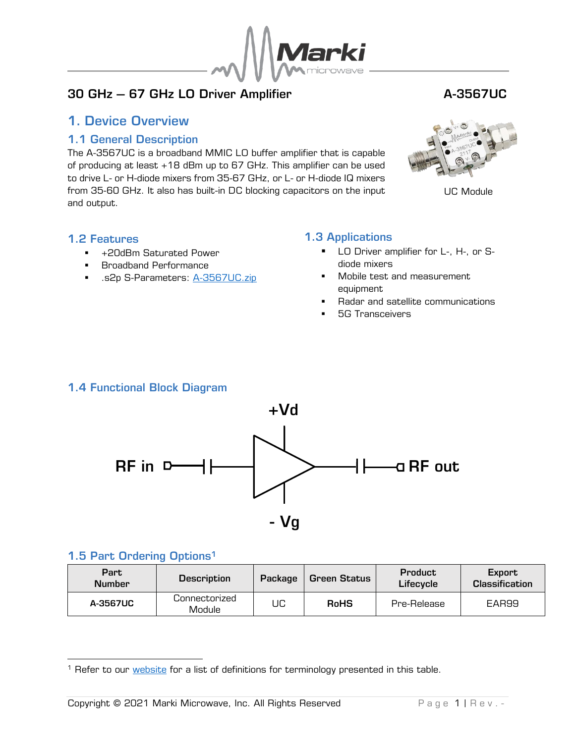## 30 GHz – 67 GHz LO Driver Amplifier

**A-3567UC**

# 1. Device Overview

## 1.1 General Description

The A-3567UC is a broadband MMIC LO buffer amplifier that is capable of producing at least +18 dBm up to 67 GHz. This amplifier can be used to drive L- or H-diode mixers from 35-67 GHz, or L- or H-diode IQ mixers from 35-60 GHz. It also has built-in DC blocking capacitors on the input and output.

UC Module

## 1.2 Features

- +20dBm Saturated Power
- Broadband Performance
- .s2p S-Parameters: A-3567UC.zip

## 1.3 Applications

- LO Driver amplifier for L-, H-, or S-diode mixers
- Mobile test and measurement equipment
- Radar and satellite communications
- 5G Transceivers

## 1.4 Functional Block Diagram

+Vd

RF in RF out

- Vg

## 1.5 Part Ordering Options[1]

| Part Number | Description | Package | Green Status | Product Lifecycle | Export Classification |
|---|---|---|---|---|---|
| **A-3567UC** | Connectorized Module | UC | **RoHS** | Pre-Release | EAR99 |

[1] Refer to our website for a list of definitions for terminology presented in this table.

Copyright © 2021 Marki Microwave, Inc. All Rights Reserved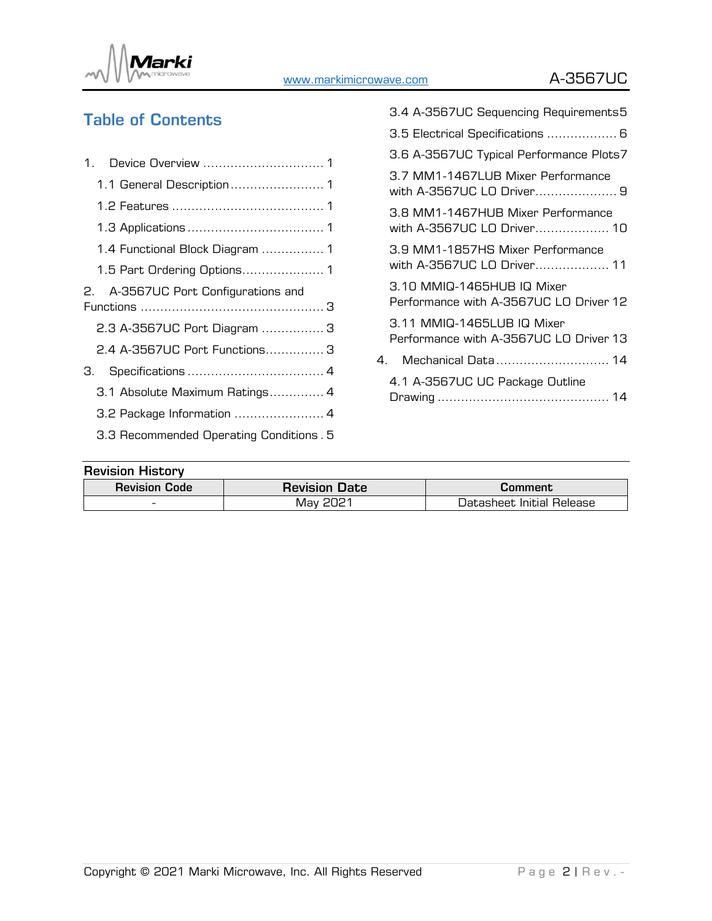## Table of Contents

1. Device Overview ............................... 1
   - 1.1 General Description ........................ 1
   - 1.2 Features ....................................... 1
   - 1.3 Applications .................................. 1
   - 1.4 Functional Block Diagram ................ 1
   - 1.5 Part Ordering Options..................... 1
2. A-3567UC Port Configurations and Functions ............................................... 3
   - 2.3 A-3567UC Port Diagram ................ 3
   - 2.4 A-3567UC Port Functions............... 3
3. Specifications ................................... 4
   - 3.1 Absolute Maximum Ratings.............. 4
   - 3.2 Package Information ....................... 4
   - 3.3 Recommended Operating Conditions . 5
   - 3.4 A-3567UC Sequencing Requirements 5
   - 3.5 Electrical Specifications .................. 6
   - 3.6 A-3567UC Typical Performance Plots 7
   - 3.7 MM1-1467LUB Mixer Performance with A-3567UC LO Driver..................... 9
   - 3.8 MM1-1467HUB Mixer Performance with A-3567UC LO Driver................... 10
   - 3.9 MM1-1857HS Mixer Performance with A-3567UC LO Driver................... 11
   - 3.10 MMIQ-1465HUB IQ Mixer Performance with A-3567UC LO Driver 12
   - 3.11 MMIQ-1465LUB IQ Mixer Performance with A-3567UC LO Driver 13
4. Mechanical Data............................. 14
   - 4.1 A-3567UC UC Package Outline Drawing ........................................... 14

**Revision History**

| Revision Code | Revision Date | Comment |
|---|---|---|
| - | May 2021 | Datasheet Initial Release |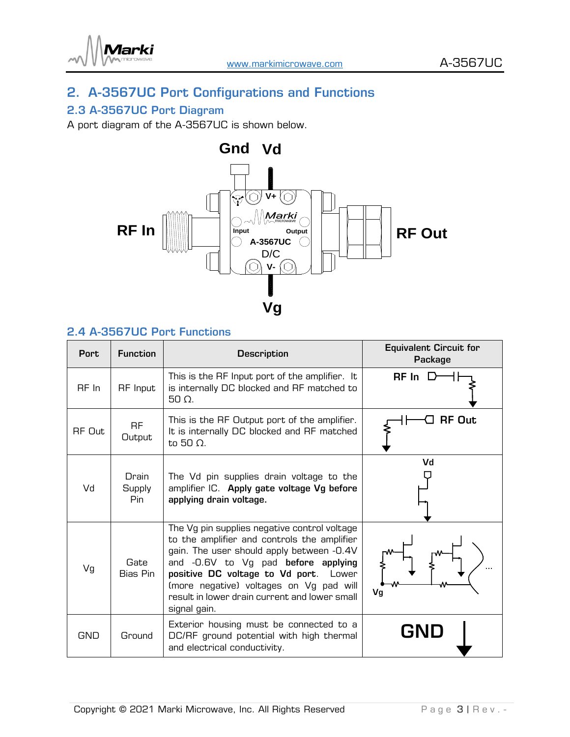## 2. A-3567UC Port Configurations and Functions

### 2.3 A-3567UC Port Diagram

A port diagram of the A-3567UC is shown below.

### 2.4 A-3567UC Port Functions

| Port | Function | Description | Equivalent Circuit for Package |
|---|---|---|---|
| RF In | RF Input | This is the RF Input port of the amplifier. It is internally DC blocked and RF matched to 50 Ω. | RF In |
| RF Out | RF Output | This is the RF Output port of the amplifier. It is internally DC blocked and RF matched to 50 Ω. | RF Out |
| Vd | Drain Supply Pin | The Vd pin supplies drain voltage to the amplifier IC. **Apply gate voltage Vg before applying drain voltage.** | Vd |
| Vg | Gate Bias Pin | The Vg pin supplies negative control voltage to the amplifier and controls the amplifier gain. The user should apply between -0.4V and -0.6V to Vg pad **before applying positive DC voltage to Vd port**. Lower (more negative) voltages on Vg pad will result in lower drain current and lower small signal gain. | Vg |
| GND | Ground | Exterior housing must be connected to a DC/RF ground potential with high thermal and electrical conductivity. | GND |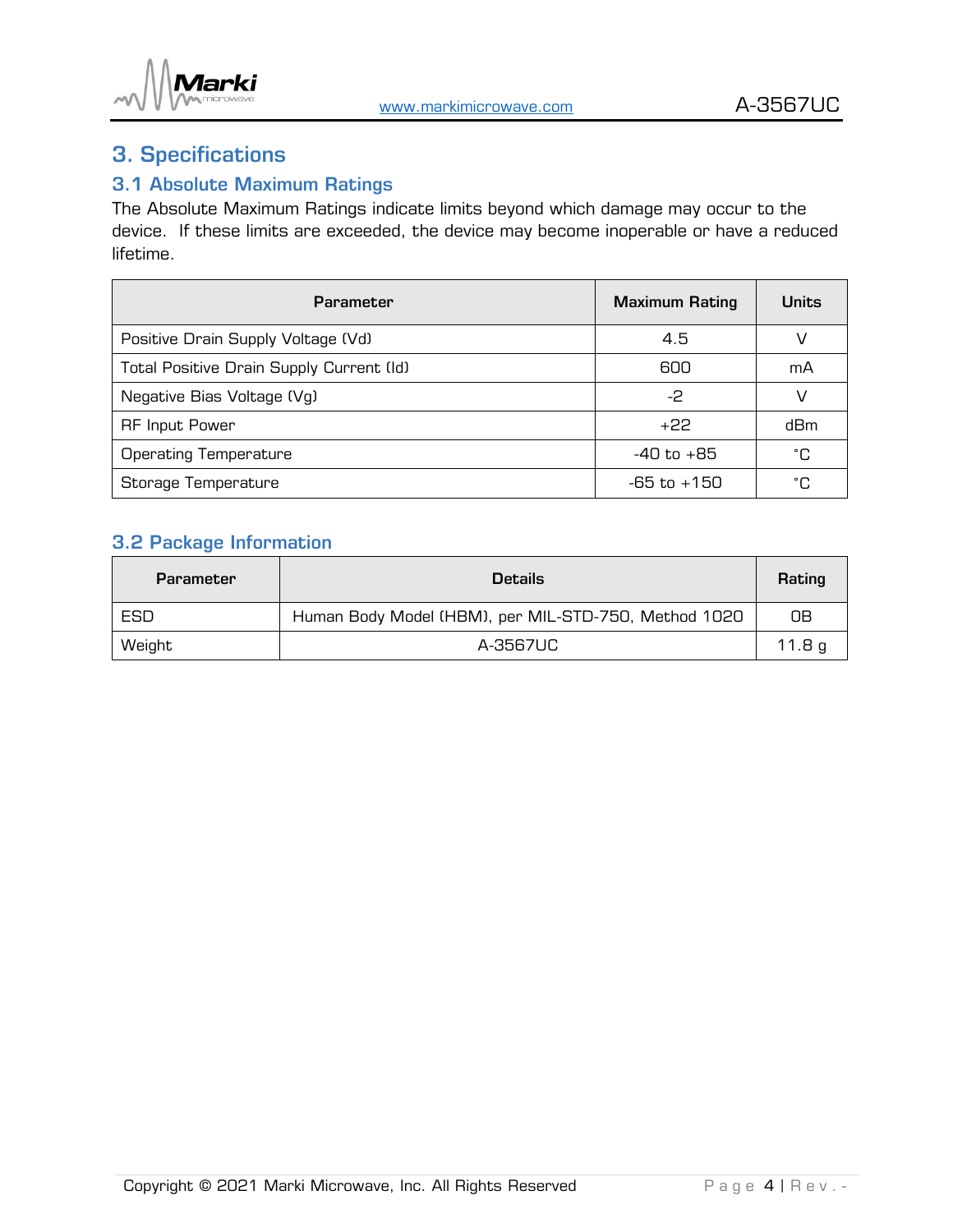# 3. Specifications

## 3.1 Absolute Maximum Ratings

The Absolute Maximum Ratings indicate limits beyond which damage may occur to the device. If these limits are exceeded, the device may become inoperable or have a reduced lifetime.

| Parameter | Maximum Rating | Units |
|---|---|---|
| Positive Drain Supply Voltage (Vd) | 4.5 | V |
| Total Positive Drain Supply Current (Id) | 600 | mA |
| Negative Bias Voltage (Vg) | -2 | V |
| RF Input Power | +22 | dBm |
| Operating Temperature | -40 to +85 | °C |
| Storage Temperature | -65 to +150 | °C |

## 3.2 Package Information

| Parameter | Details | Rating |
|---|---|---|
| ESD | Human Body Model (HBM), per MIL-STD-750, Method 1020 | 0B |
| Weight | A-3567UC | 11.8 g |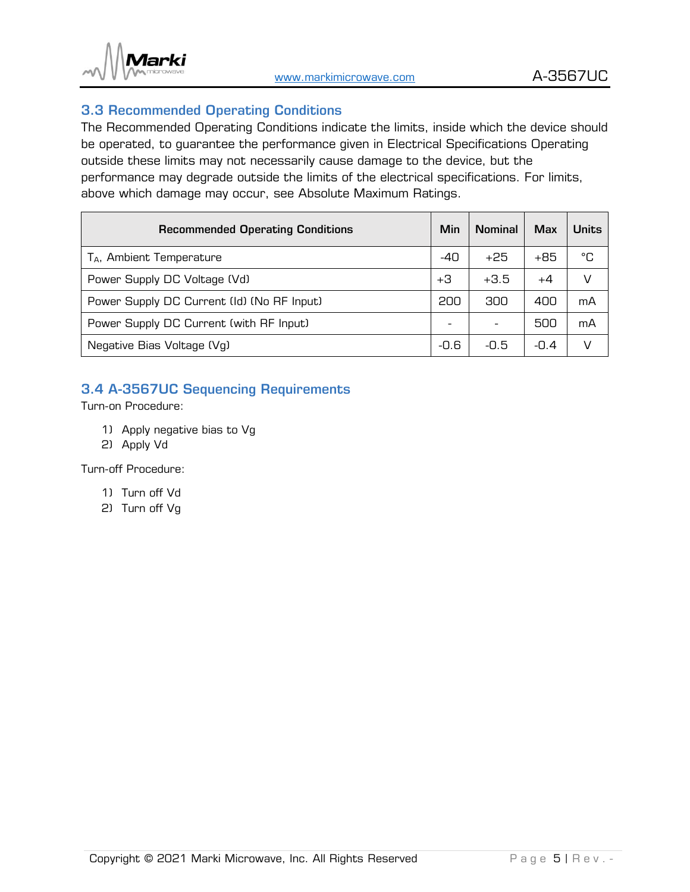### 3.3 Recommended Operating Conditions

The Recommended Operating Conditions indicate the limits, inside which the device should be operated, to guarantee the performance given in Electrical Specifications Operating outside these limits may not necessarily cause damage to the device, but the performance may degrade outside the limits of the electrical specifications. For limits, above which damage may occur, see Absolute Maximum Ratings.

| Recommended Operating Conditions | Min | Nominal | Max | Units |
|---|---|---|---|---|
| $T_A$, Ambient Temperature | -40 | +25 | +85 | °C |
| Power Supply DC Voltage (Vd) | +3 | +3.5 | +4 | V |
| Power Supply DC Current (Id) (No RF Input) | 200 | 300 | 400 | mA |
| Power Supply DC Current (with RF Input) | - | - | 500 | mA |
| Negative Bias Voltage (Vg) | -0.6 | -0.5 | -0.4 | V |

### 3.4 A-3567UC Sequencing Requirements

Turn-on Procedure:

1) Apply negative bias to Vg
2) Apply Vd

Turn-off Procedure:

1) Turn off Vd
2) Turn off Vg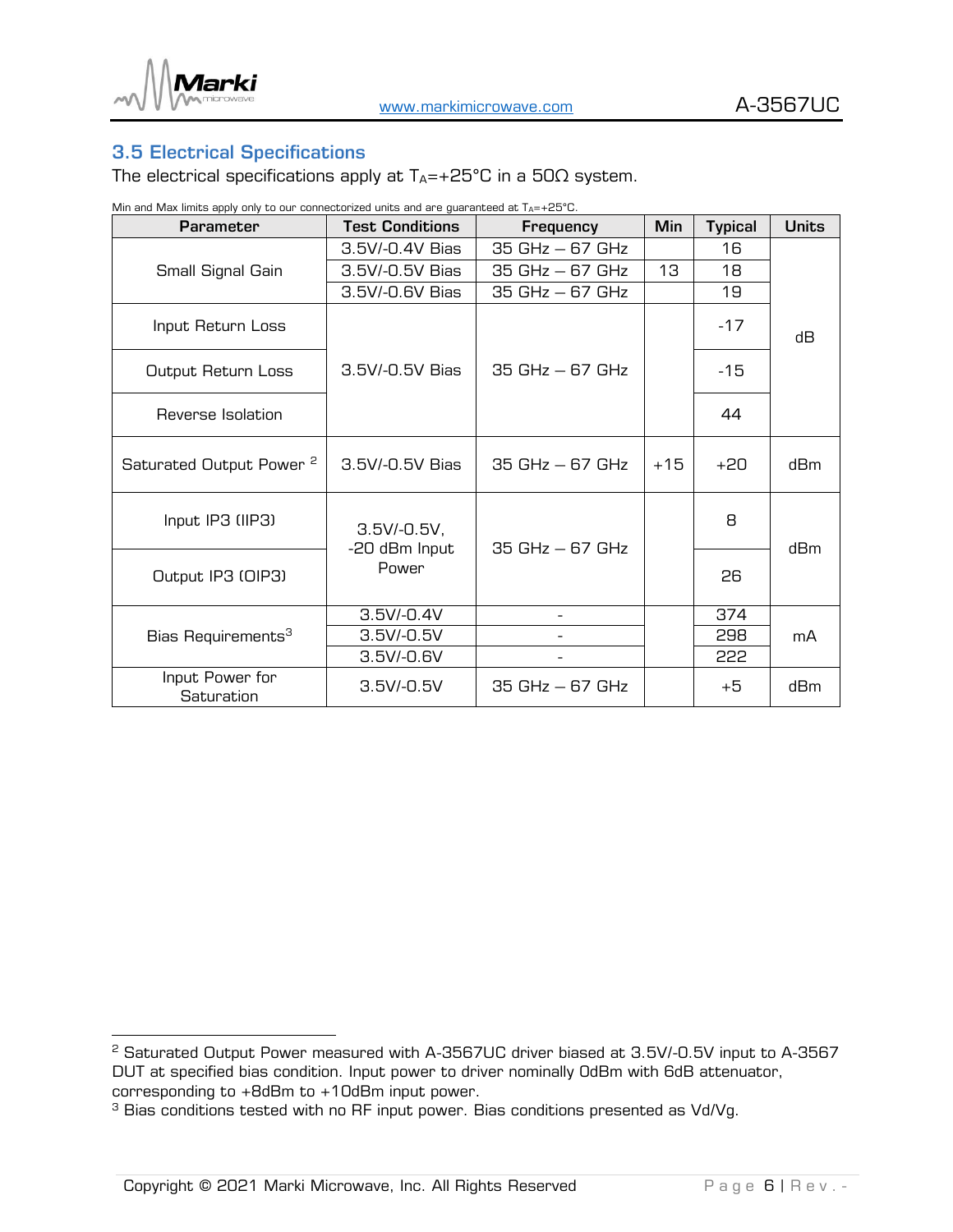## 3.5 Electrical Specifications

The electrical specifications apply at $T_A$=+25°C in a 50Ω system.

Min and Max limits apply only to our connectorized units and are guaranteed at $T_A$=+25°C.

| Parameter | Test Conditions | Frequency | Min | Typical | Units |
|---|---|---|---|---|---|
| Small Signal Gain | 3.5V/-0.4V Bias | 35 GHz – 67 GHz | | 16 | dB |
| | 3.5V/-0.5V Bias | 35 GHz – 67 GHz | 13 | 18 | |
| | 3.5V/-0.6V Bias | 35 GHz – 67 GHz | | 19 | |
| Input Return Loss | 3.5V/-0.5V Bias | 35 GHz – 67 GHz | | -17 | |
| Output Return Loss | | | | -15 | |
| Reverse Isolation | | | | 44 | |
| Saturated Output Power [2] | 3.5V/-0.5V Bias | 35 GHz – 67 GHz | +15 | +20 | dBm |
| Input IP3 (IIP3) | 3.5V/-0.5V, -20 dBm Input Power | 35 GHz – 67 GHz | | 8 | dBm |
| Output IP3 (OIP3) | | | | 26 | |
| Bias Requirements[3] | 3.5V/-0.4V | - | | 374 | mA |
| | 3.5V/-0.5V | - | | 298 | |
| | 3.5V/-0.6V | - | | 222 | |
| Input Power for Saturation | 3.5V/-0.5V | 35 GHz – 67 GHz | | +5 | dBm |

[2] Saturated Output Power measured with A-3567UC driver biased at 3.5V/-0.5V input to A-3567 DUT at specified bias condition. Input power to driver nominally 0dBm with 6dB attenuator, corresponding to +8dBm to +10dBm input power.

[3] Bias conditions tested with no RF input power. Bias conditions presented as Vd/Vg.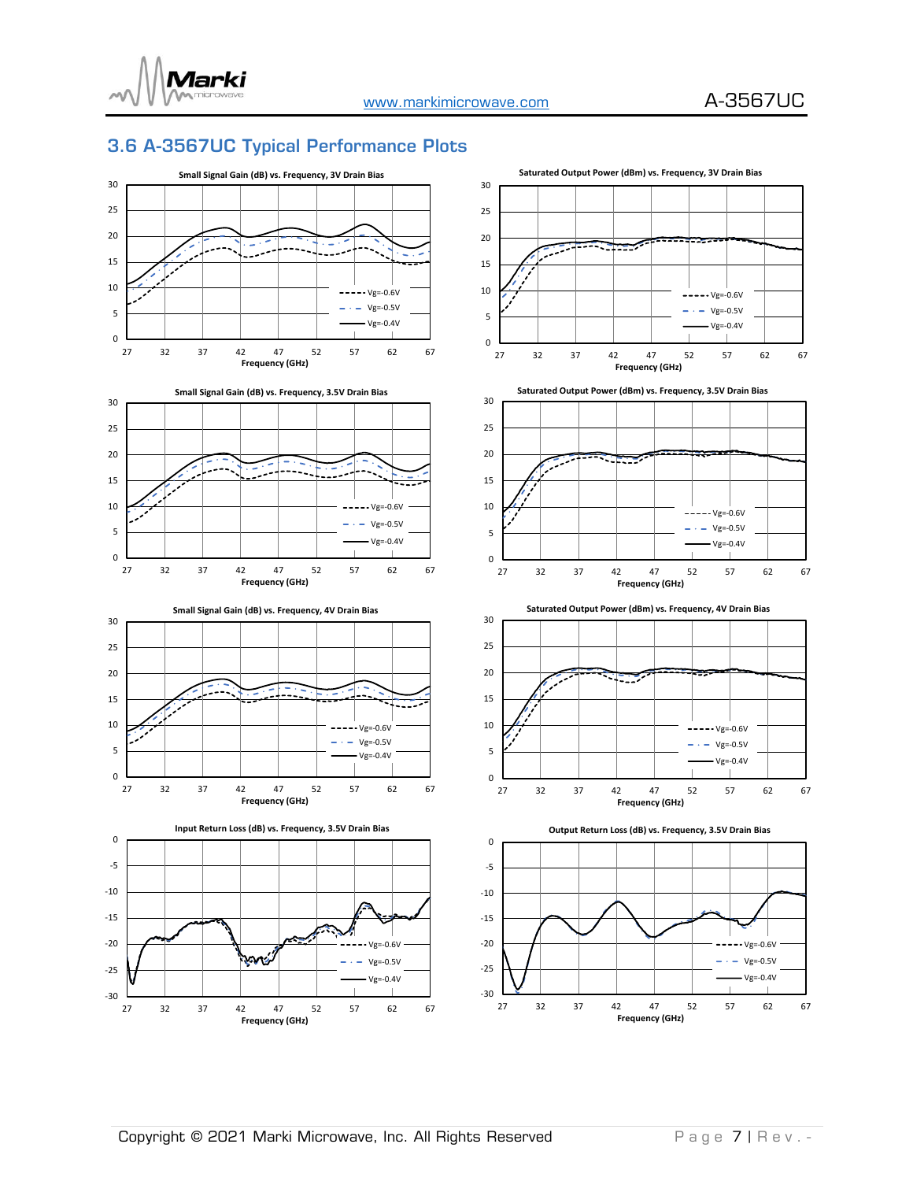## 3.6 A-3567UC Typical Performance Plots

Small Signal Gain (dB) vs. Frequency, 3V Drain Bias

Saturated Output Power (dBm) vs. Frequency, 3V Drain Bias

Small Signal Gain (dB) vs. Frequency, 3.5V Drain Bias

Saturated Output Power (dBm) vs. Frequency, 3.5V Drain Bias

Small Signal Gain (dB) vs. Frequency, 4V Drain Bias

Saturated Output Power (dBm) vs. Frequency, 4V Drain Bias

Input Return Loss (dB) vs. Frequency, 3.5V Drain Bias

Output Return Loss (dB) vs. Frequency, 3.5V Drain Bias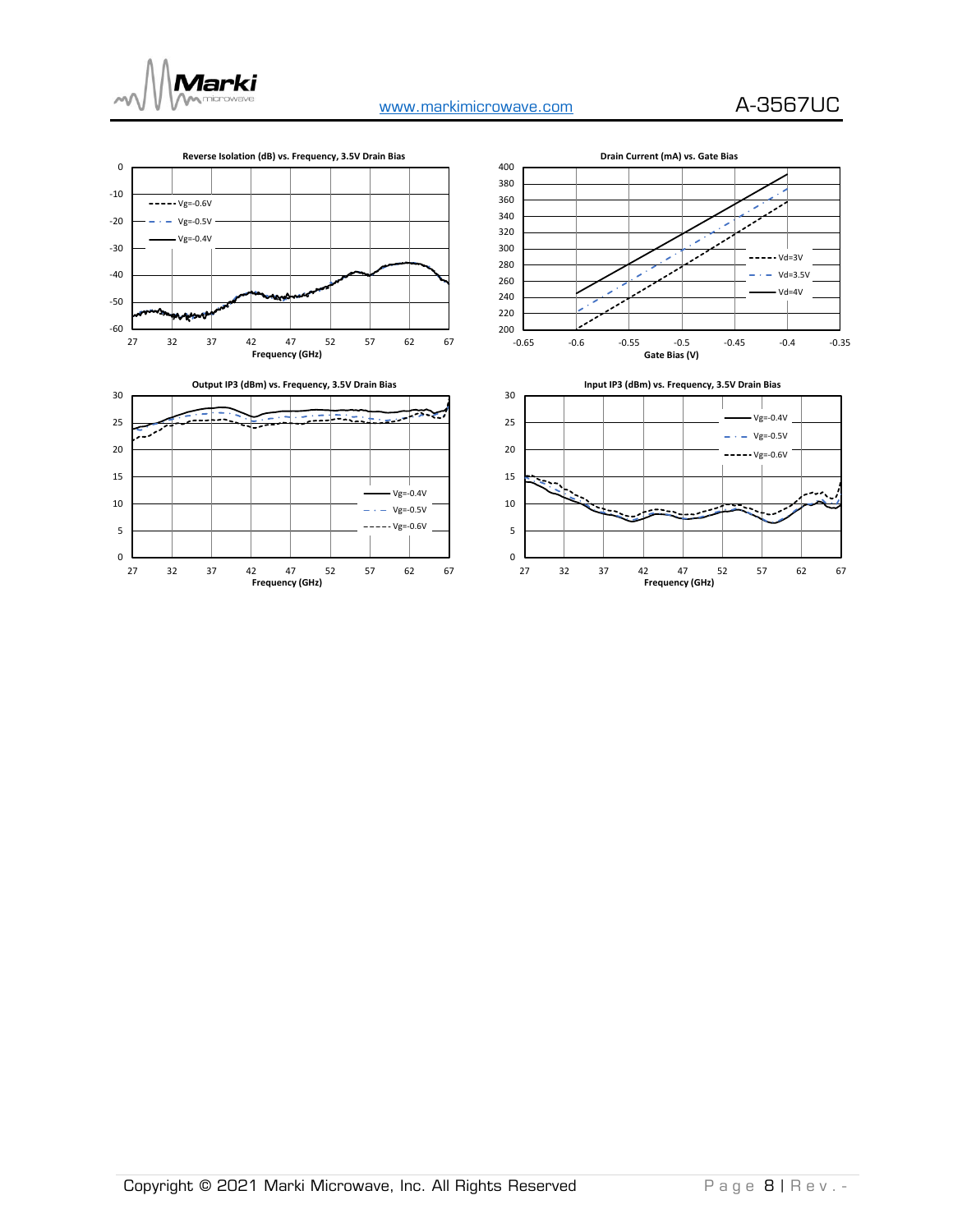**Reverse Isolation (dB) vs. Frequency, 3.5V Drain Bias**

**Drain Current (mA) vs. Gate Bias**

**Output IP3 (dBm) vs. Frequency, 3.5V Drain Bias**

**Input IP3 (dBm) vs. Frequency, 3.5V Drain Bias**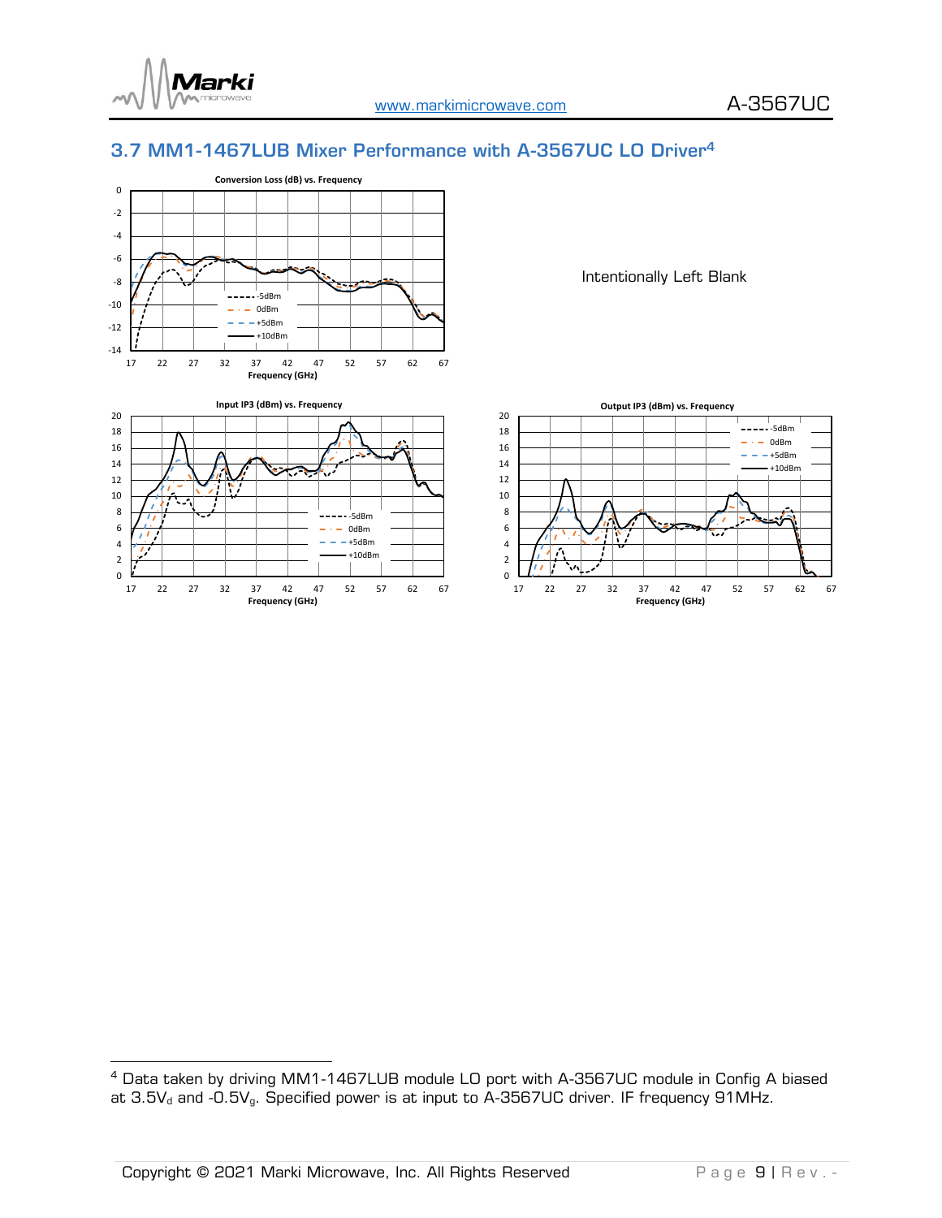## 3.7 MM1-1467LUB Mixer Performance with A-3567UC LO Driver[4]

Intentionally Left Blank

[4] Data taken by driving MM1-1467LUB module LO port with A-3567UC module in Config A biased at 3.5$V_d$ and -0.5$V_g$. Specified power is at input to A-3567UC driver. IF frequency 91MHz.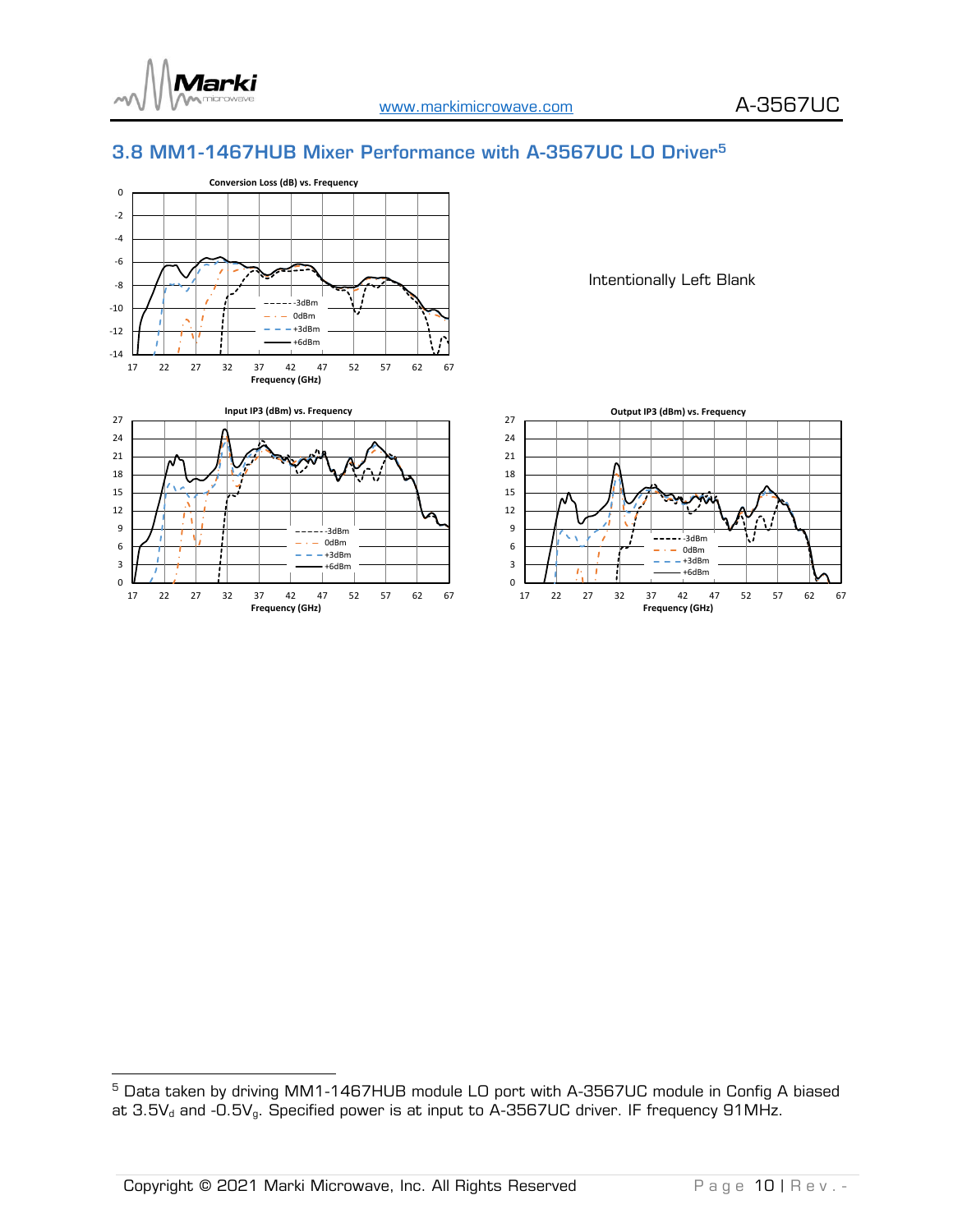## 3.8 MM1-1467HUB Mixer Performance with A-3567UC LO Driver[5]

**Conversion Loss (dB) vs. Frequency**

Intentionally Left Blank

**Input IP3 (dBm) vs. Frequency**

**Output IP3 (dBm) vs. Frequency**

---

[5] Data taken by driving MM1-1467HUB module LO port with A-3567UC module in Config A biased at $3.5V_d$ and $-0.5V_g$. Specified power is at input to A-3567UC driver. IF frequency 91MHz.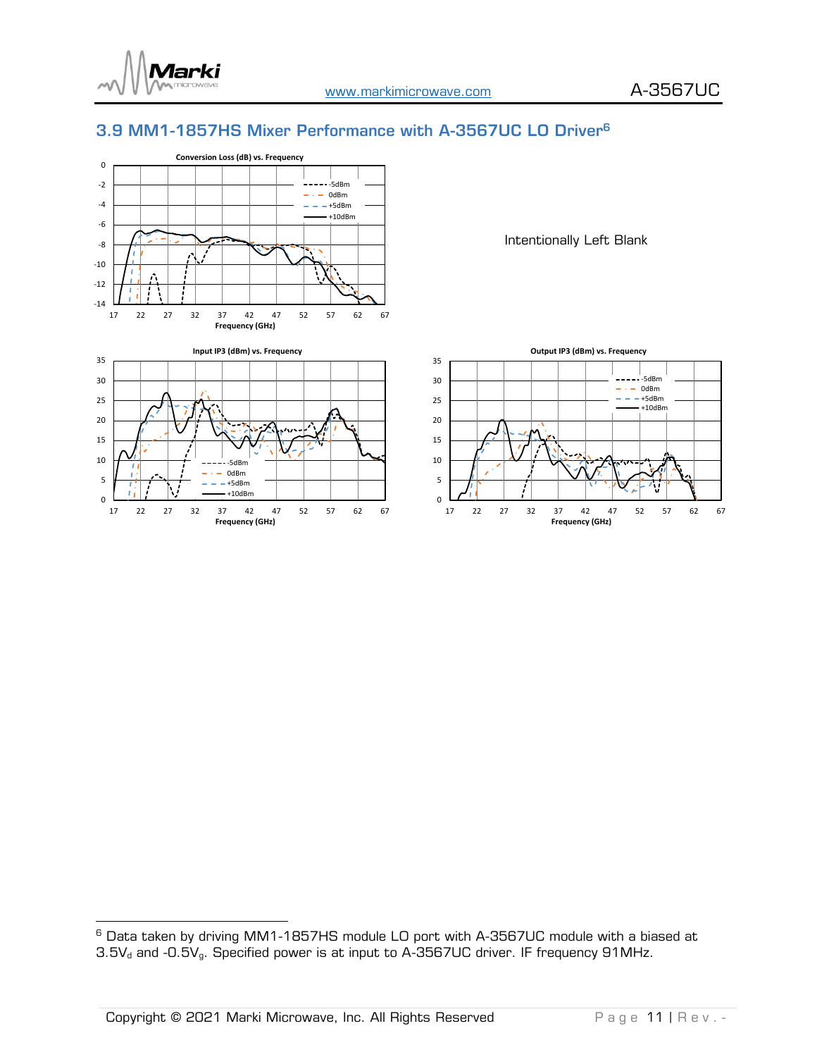## 3.9 MM1-1857HS Mixer Performance with A-3567UC LO Driver[6]

Conversion Loss (dB) vs. Frequency

Intentionally Left Blank

Input IP3 (dBm) vs. Frequency

Output IP3 (dBm) vs. Frequency

[6] Data taken by driving MM1-1857HS module LO port with A-3567UC module with a biased at 3.5$V_d$ and -0.5$V_g$. Specified power is at input to A-3567UC driver. IF frequency 91MHz.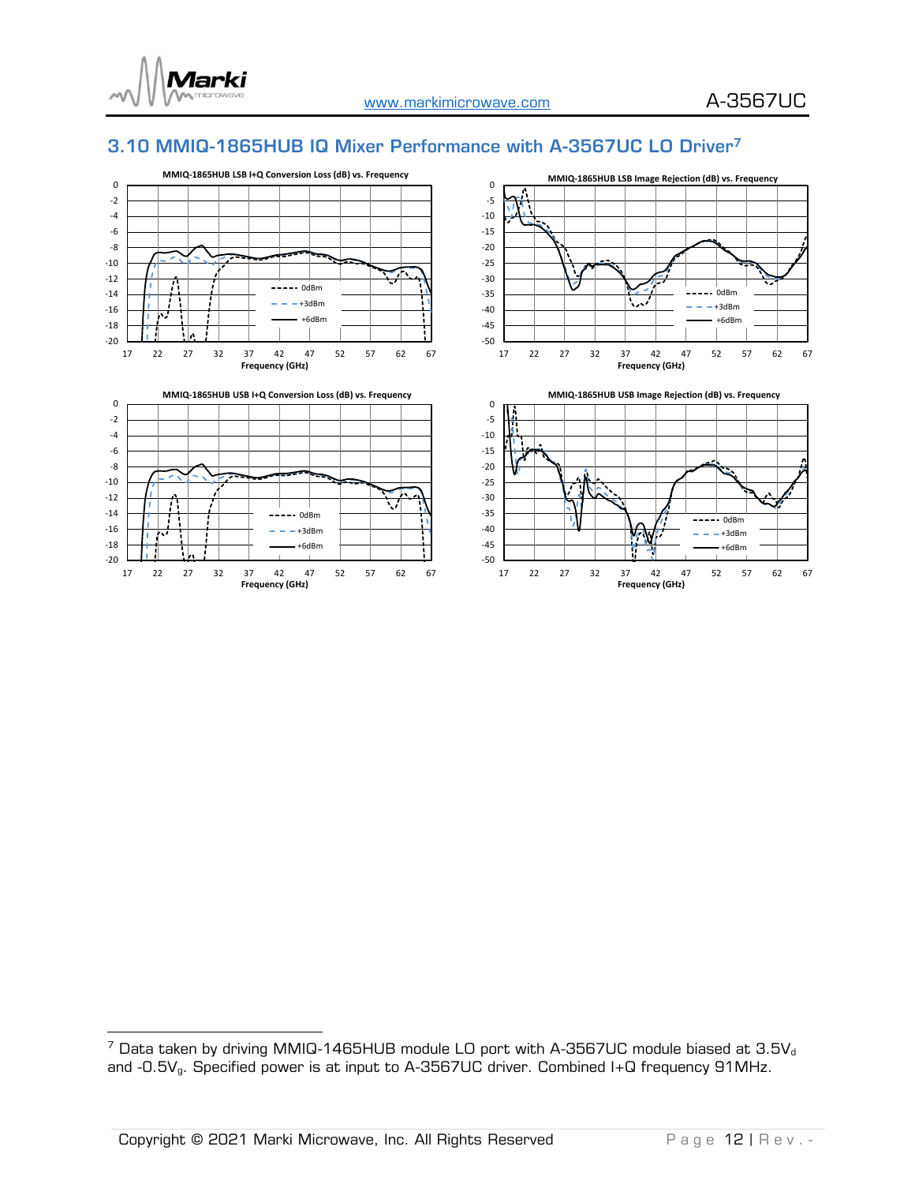## 3.10 MMIQ-1865HUB IQ Mixer Performance with A-3567UC LO Driver[7]

**MMIQ-1865HUB LSB I+Q Conversion Loss (dB) vs. Frequency**

**MMIQ-1865HUB LSB Image Rejection (dB) vs. Frequency**

**MMIQ-1865HUB USB I+Q Conversion Loss (dB) vs. Frequency**

**MMIQ-1865HUB USB Image Rejection (dB) vs. Frequency**

---

[7] Data taken by driving MMIQ-1465HUB module LO port with A-3567UC module biased at 3.5$V_d$ and -0.5$V_g$. Specified power is at input to A-3567UC driver. Combined I+Q frequency 91MHz.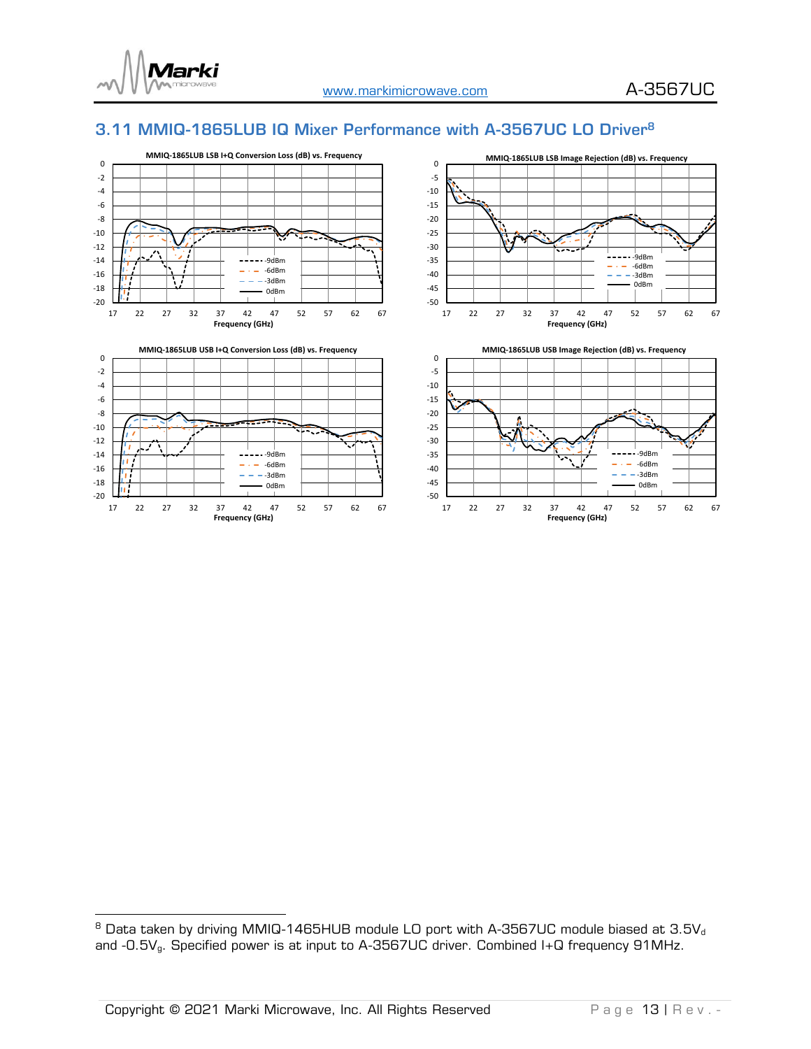## 3.11 MMIQ-1865LUB IQ Mixer Performance with A-3567UC LO Driver[8]

**MMIQ-1865LUB LSB I+Q Conversion Loss (dB) vs. Frequency**

**MMIQ-1865LUB LSB Image Rejection (dB) vs. Frequency**

**MMIQ-1865LUB USB I+Q Conversion Loss (dB) vs. Frequency**

**MMIQ-1865LUB USB Image Rejection (dB) vs. Frequency**

---

[8] Data taken by driving MMIQ-1465HUB module LO port with A-3567UC module biased at 3.5$V_d$ and -0.5$V_g$. Specified power is at input to A-3567UC driver. Combined I+Q frequency 91MHz.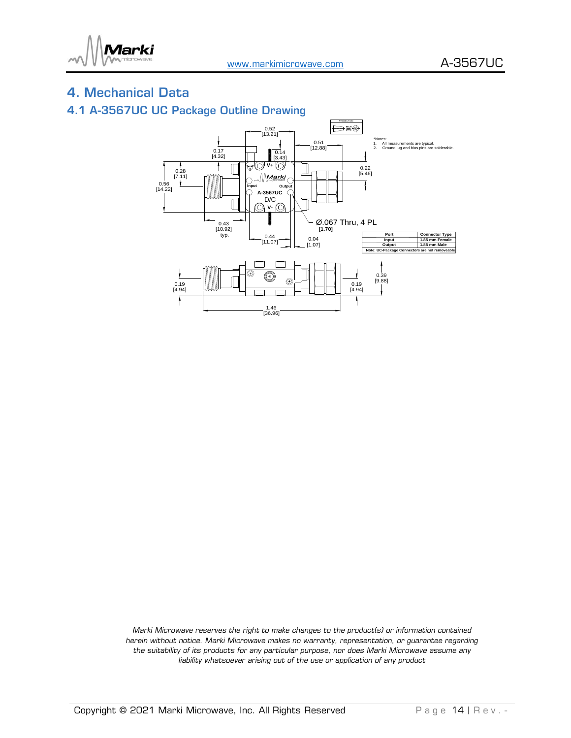# 4. Mechanical Data

## 4.1 A-3567UC UC Package Outline Drawing

*Notes:
1. All measurements are typical.
2. Ground lug and bias pins are solderable.

0.52 [13.21]

0.51 [12.88]

0.17 [4.32]

0.14 [3.43]

0.28 [7.11]

0.22 [5.46]

0.56 [14.22]

V+

Input

Output

A-3567UC

D/C

V-

0.43 [10.92] typ.

0.44 [11.07]

0.04 [1.07]

Ø.067 Thru, 4 PL [1.70]

| Port | Connector Type |
|---|---|
| Input | 1.85 mm Female |
| Output | 1.85 mm Male |
| Note: UC-Package Connectors are not removeable | |

0.19 [4.94]

0.19 [4.94]

0.39 [9.88]

1.46 [36.96]

*Marki Microwave reserves the right to make changes to the product(s) or information contained herein without notice. Marki Microwave makes no warranty, representation, or guarantee regarding the suitability of its products for any particular purpose, nor does Marki Microwave assume any liability whatsoever arising out of the use or application of any product*